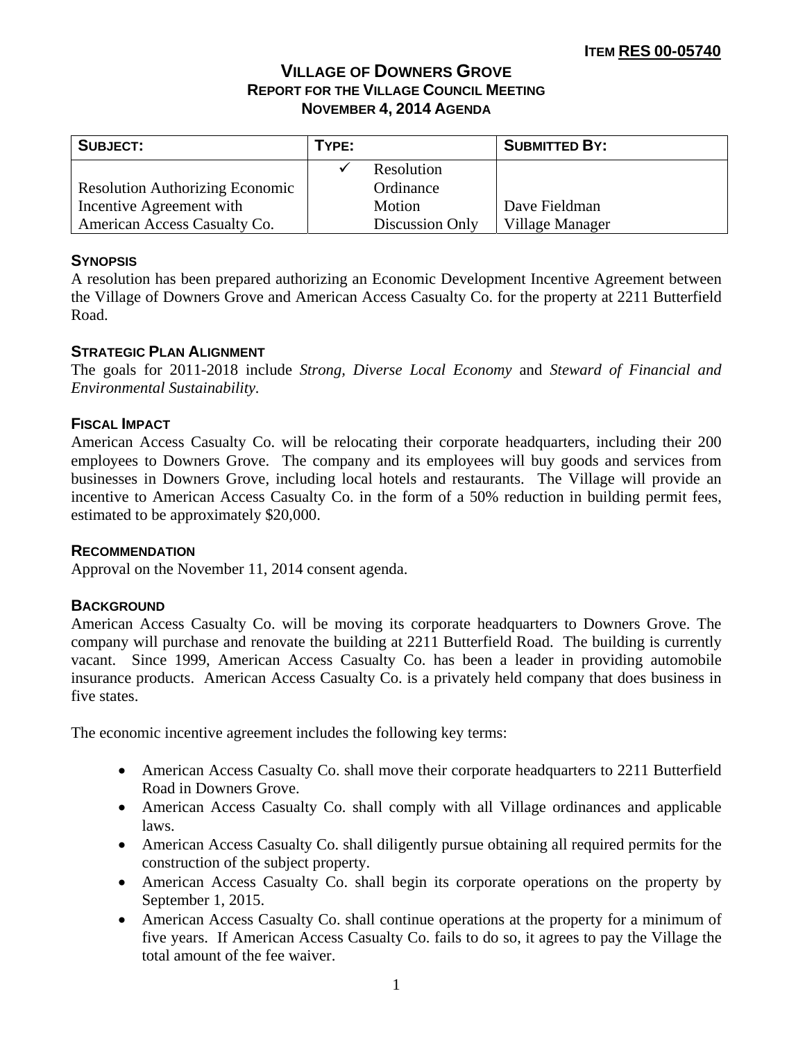**ITEM RES 00-05740**

# VILLAGE OF DOWNERS GROVE
## REPORT FOR THE VILLAGE COUNCIL MEETING
## NOVEMBER 4, 2014 AGENDA

| SUBJECT: | TYPE: | SUBMITTED BY: |
|---|---|---|
| Resolution Authorizing Economic Incentive Agreement with American Access Casualty Co. | ✓ Resolution<br>Ordinance<br>Motion<br>Discussion Only | Dave Fieldman<br>Village Manager |

### SYNOPSIS

A resolution has been prepared authorizing an Economic Development Incentive Agreement between the Village of Downers Grove and American Access Casualty Co. for the property at 2211 Butterfield Road.

### STRATEGIC PLAN ALIGNMENT

The goals for 2011-2018 include *Strong, Diverse Local Economy* and *Steward of Financial and Environmental Sustainability.*

### FISCAL IMPACT

American Access Casualty Co. will be relocating their corporate headquarters, including their 200 employees to Downers Grove. The company and its employees will buy goods and services from businesses in Downers Grove, including local hotels and restaurants. The Village will provide an incentive to American Access Casualty Co. in the form of a 50% reduction in building permit fees, estimated to be approximately $20,000.

### RECOMMENDATION

Approval on the November 11, 2014 consent agenda.

### BACKGROUND

American Access Casualty Co. will be moving its corporate headquarters to Downers Grove. The company will purchase and renovate the building at 2211 Butterfield Road. The building is currently vacant. Since 1999, American Access Casualty Co. has been a leader in providing automobile insurance products. American Access Casualty Co. is a privately held company that does business in five states.

The economic incentive agreement includes the following key terms:

- American Access Casualty Co. shall move their corporate headquarters to 2211 Butterfield Road in Downers Grove.
- American Access Casualty Co. shall comply with all Village ordinances and applicable laws.
- American Access Casualty Co. shall diligently pursue obtaining all required permits for the construction of the subject property.
- American Access Casualty Co. shall begin its corporate operations on the property by September 1, 2015.
- American Access Casualty Co. shall continue operations at the property for a minimum of five years. If American Access Casualty Co. fails to do so, it agrees to pay the Village the total amount of the fee waiver.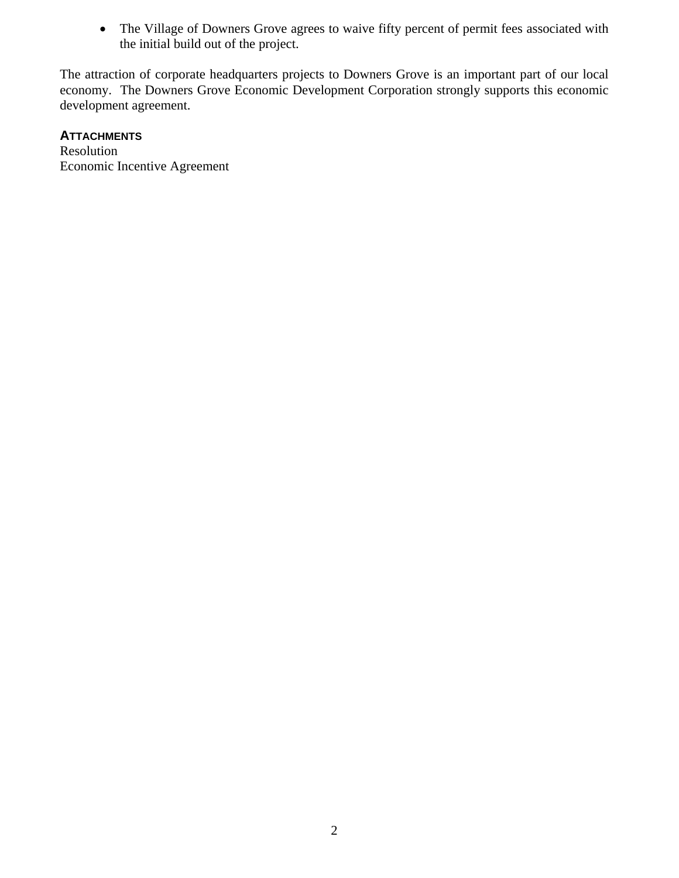- The Village of Downers Grove agrees to waive fifty percent of permit fees associated with the initial build out of the project.

The attraction of corporate headquarters projects to Downers Grove is an important part of our local economy. The Downers Grove Economic Development Corporation strongly supports this economic development agreement.

**ATTACHMENTS**

Resolution
Economic Incentive Agreement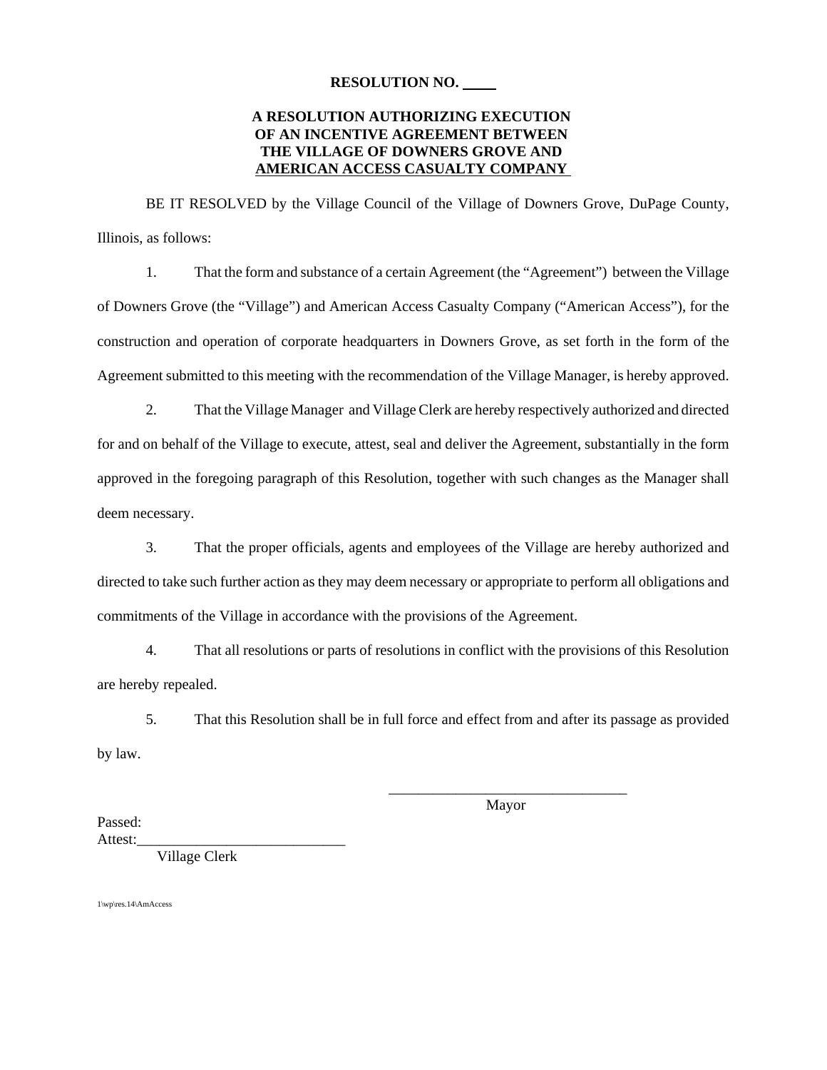**RESOLUTION NO. \_\_\_\_**

**A RESOLUTION AUTHORIZING EXECUTION OF AN INCENTIVE AGREEMENT BETWEEN THE VILLAGE OF DOWNERS GROVE AND AMERICAN ACCESS CASUALTY COMPANY**

BE IT RESOLVED by the Village Council of the Village of Downers Grove, DuPage County, Illinois, as follows:

1. That the form and substance of a certain Agreement (the "Agreement") between the Village of Downers Grove (the "Village") and American Access Casualty Company ("American Access"), for the construction and operation of corporate headquarters in Downers Grove, as set forth in the form of the Agreement submitted to this meeting with the recommendation of the Village Manager, is hereby approved.

2. That the Village Manager and Village Clerk are hereby respectively authorized and directed for and on behalf of the Village to execute, attest, seal and deliver the Agreement, substantially in the form approved in the foregoing paragraph of this Resolution, together with such changes as the Manager shall deem necessary.

3. That the proper officials, agents and employees of the Village are hereby authorized and directed to take such further action as they may deem necessary or appropriate to perform all obligations and commitments of the Village in accordance with the provisions of the Agreement.

4. That all resolutions or parts of resolutions in conflict with the provisions of this Resolution are hereby repealed.

5. That this Resolution shall be in full force and effect from and after its passage as provided by law.

\_\_\_\_\_\_\_\_\_\_\_\_\_\_\_\_\_\_\_\_\_\_\_\_\_\_\_\_\_\_\_\_
Mayor

Passed:
Attest:\_\_\_\_\_\_\_\_\_\_\_\_\_\_\_\_\_\_\_\_\_\_\_\_\_\_\_\_
Village Clerk

1\wp\res.14\AmAccess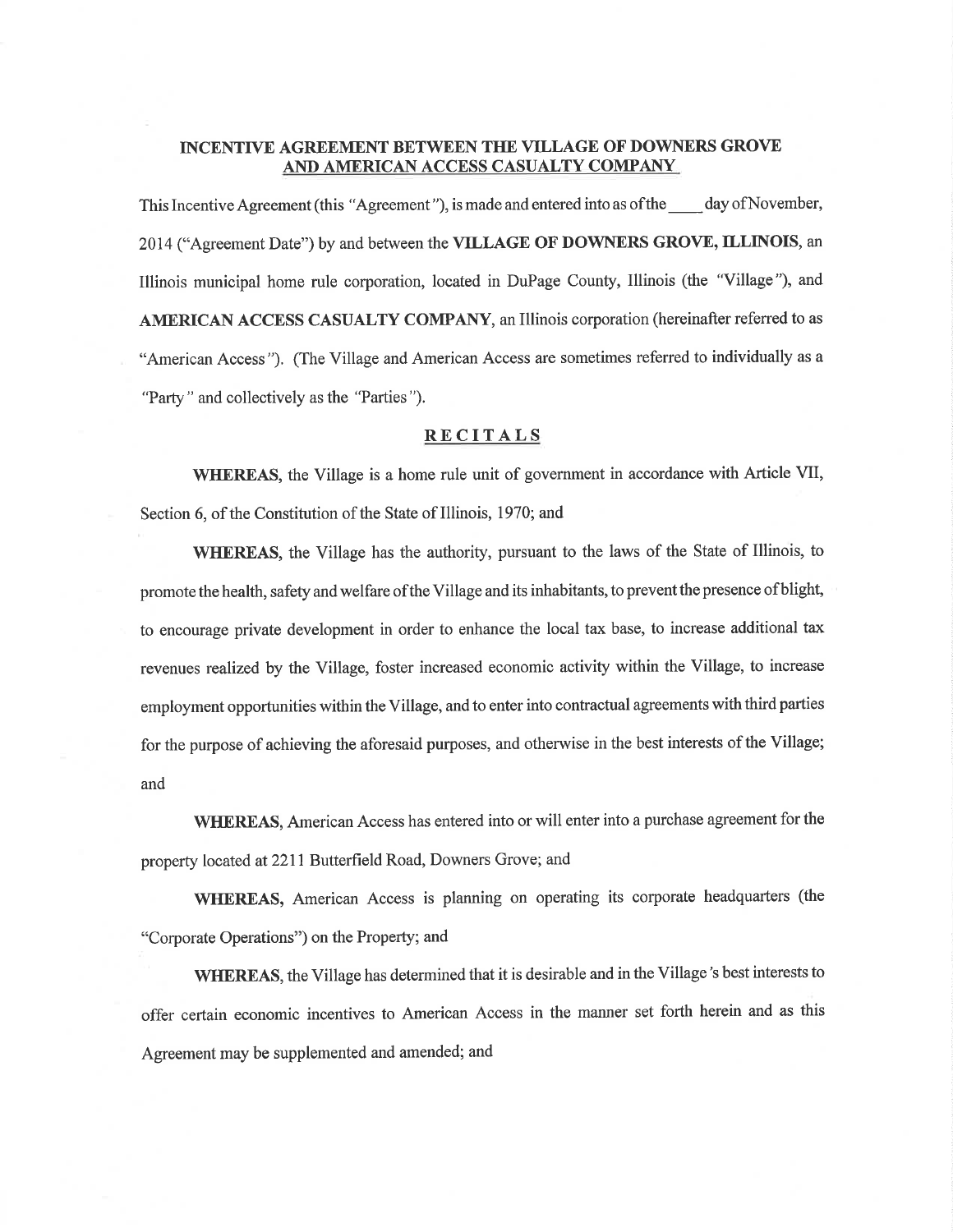## INCENTIVE AGREEMENT BETWEEN THE VILLAGE OF DOWNERS GROVE AND AMERICAN ACCESS CASUALTY COMPANY

This Incentive Agreement (this "Agreement"), is made and entered into as of the ____ day of November, 2014 ("Agreement Date") by and between the **VILLAGE OF DOWNERS GROVE, ILLINOIS**, an Illinois municipal home rule corporation, located in DuPage County, Illinois (the "Village"), and **AMERICAN ACCESS CASUALTY COMPANY**, an Illinois corporation (hereinafter referred to as "American Access"). (The Village and American Access are sometimes referred to individually as a "Party" and collectively as the "Parties").

### RECITALS

**WHEREAS**, the Village is a home rule unit of government in accordance with Article VII, Section 6, of the Constitution of the State of Illinois, 1970; and

**WHEREAS**, the Village has the authority, pursuant to the laws of the State of Illinois, to promote the health, safety and welfare of the Village and its inhabitants, to prevent the presence of blight, to encourage private development in order to enhance the local tax base, to increase additional tax revenues realized by the Village, foster increased economic activity within the Village, to increase employment opportunities within the Village, and to enter into contractual agreements with third parties for the purpose of achieving the aforesaid purposes, and otherwise in the best interests of the Village; and

**WHEREAS**, American Access has entered into or will enter into a purchase agreement for the property located at 2211 Butterfield Road, Downers Grove; and

**WHEREAS**, American Access is planning on operating its corporate headquarters (the "Corporate Operations") on the Property; and

**WHEREAS**, the Village has determined that it is desirable and in the Village's best interests to offer certain economic incentives to American Access in the manner set forth herein and as this Agreement may be supplemented and amended; and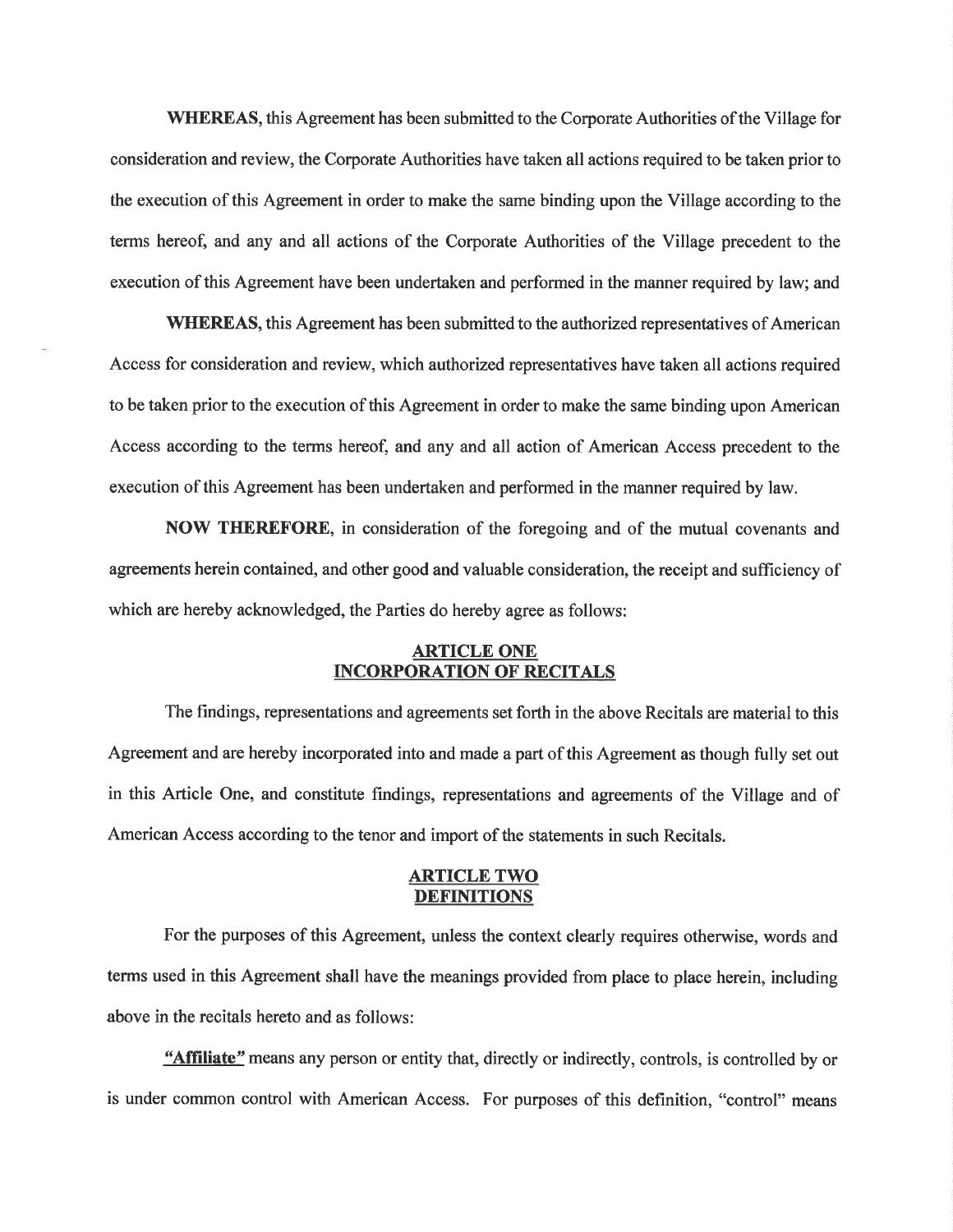**WHEREAS**, this Agreement has been submitted to the Corporate Authorities of the Village for consideration and review, the Corporate Authorities have taken all actions required to be taken prior to the execution of this Agreement in order to make the same binding upon the Village according to the terms hereof, and any and all actions of the Corporate Authorities of the Village precedent to the execution of this Agreement have been undertaken and performed in the manner required by law; and

**WHEREAS**, this Agreement has been submitted to the authorized representatives of American Access for consideration and review, which authorized representatives have taken all actions required to be taken prior to the execution of this Agreement in order to make the same binding upon American Access according to the terms hereof, and any and all action of American Access precedent to the execution of this Agreement has been undertaken and performed in the manner required by law.

**NOW THEREFORE**, in consideration of the foregoing and of the mutual covenants and agreements herein contained, and other good and valuable consideration, the receipt and sufficiency of which are hereby acknowledged, the Parties do hereby agree as follows:

## ARTICLE ONE
## INCORPORATION OF RECITALS

The findings, representations and agreements set forth in the above Recitals are material to this Agreement and are hereby incorporated into and made a part of this Agreement as though fully set out in this Article One, and constitute findings, representations and agreements of the Village and of American Access according to the tenor and import of the statements in such Recitals.

## ARTICLE TWO
## DEFINITIONS

For the purposes of this Agreement, unless the context clearly requires otherwise, words and terms used in this Agreement shall have the meanings provided from place to place herein, including above in the recitals hereto and as follows:

**"Affiliate"** means any person or entity that, directly or indirectly, controls, is controlled by or is under common control with American Access. For purposes of this definition, "control" means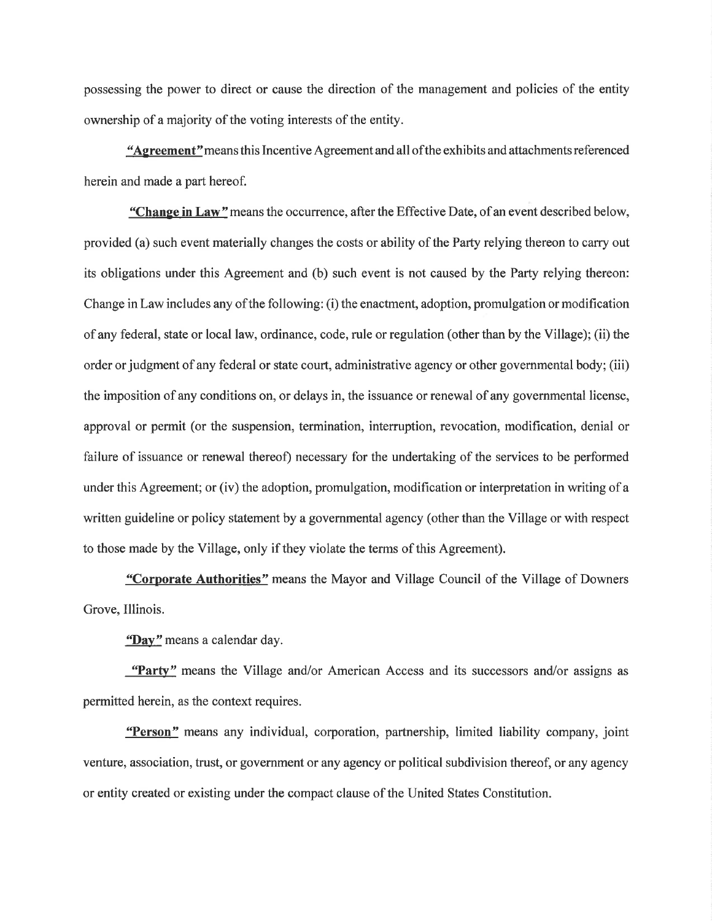possessing the power to direct or cause the direction of the management and policies of the entity ownership of a majority of the voting interests of the entity.

**"Agreement"** means this Incentive Agreement and all of the exhibits and attachments referenced herein and made a part hereof.

**"Change in Law"** means the occurrence, after the Effective Date, of an event described below, provided (a) such event materially changes the costs or ability of the Party relying thereon to carry out its obligations under this Agreement and (b) such event is not caused by the Party relying thereon: Change in Law includes any of the following: (i) the enactment, adoption, promulgation or modification of any federal, state or local law, ordinance, code, rule or regulation (other than by the Village); (ii) the order or judgment of any federal or state court, administrative agency or other governmental body; (iii) the imposition of any conditions on, or delays in, the issuance or renewal of any governmental license, approval or permit (or the suspension, termination, interruption, revocation, modification, denial or failure of issuance or renewal thereof) necessary for the undertaking of the services to be performed under this Agreement; or (iv) the adoption, promulgation, modification or interpretation in writing of a written guideline or policy statement by a governmental agency (other than the Village or with respect to those made by the Village, only if they violate the terms of this Agreement).

**"Corporate Authorities"** means the Mayor and Village Council of the Village of Downers Grove, Illinois.

**"Day"** means a calendar day.

**"Party"** means the Village and/or American Access and its successors and/or assigns as permitted herein, as the context requires.

**"Person"** means any individual, corporation, partnership, limited liability company, joint venture, association, trust, or government or any agency or political subdivision thereof, or any agency or entity created or existing under the compact clause of the United States Constitution.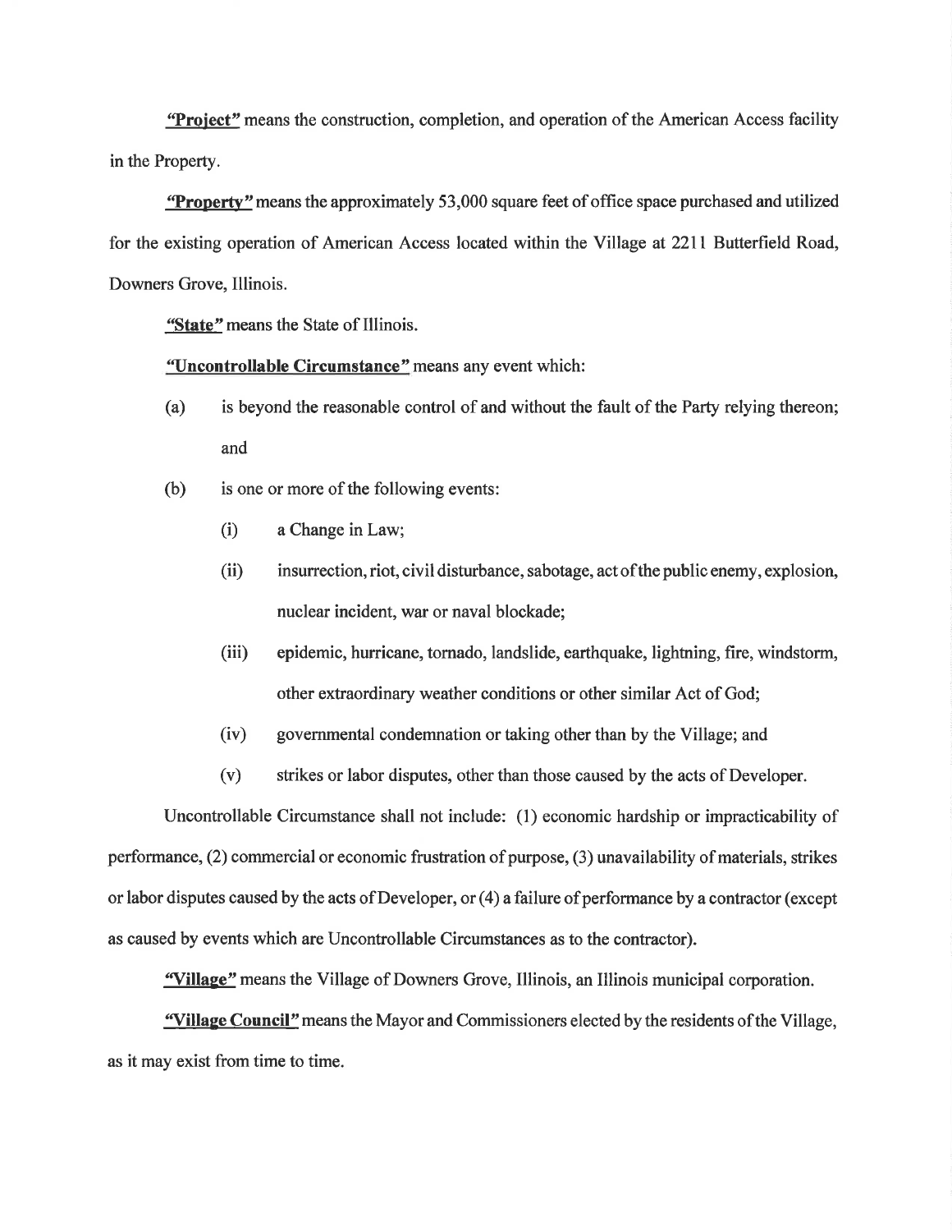**"Project"** means the construction, completion, and operation of the American Access facility in the Property.

**"Property"** means the approximately 53,000 square feet of office space purchased and utilized for the existing operation of American Access located within the Village at 2211 Butterfield Road, Downers Grove, Illinois.

**"State"** means the State of Illinois.

**"Uncontrollable Circumstance"** means any event which:

(a) is beyond the reasonable control of and without the fault of the Party relying thereon; and

(b) is one or more of the following events:

   (i) a Change in Law;

   (ii) insurrection, riot, civil disturbance, sabotage, act of the public enemy, explosion, nuclear incident, war or naval blockade;

   (iii) epidemic, hurricane, tornado, landslide, earthquake, lightning, fire, windstorm, other extraordinary weather conditions or other similar Act of God;

   (iv) governmental condemnation or taking other than by the Village; and

   (v) strikes or labor disputes, other than those caused by the acts of Developer.

Uncontrollable Circumstance shall not include: (1) economic hardship or impracticability of performance, (2) commercial or economic frustration of purpose, (3) unavailability of materials, strikes or labor disputes caused by the acts of Developer, or (4) a failure of performance by a contractor (except as caused by events which are Uncontrollable Circumstances as to the contractor).

**"Village"** means the Village of Downers Grove, Illinois, an Illinois municipal corporation.

**"Village Council"** means the Mayor and Commissioners elected by the residents of the Village, as it may exist from time to time.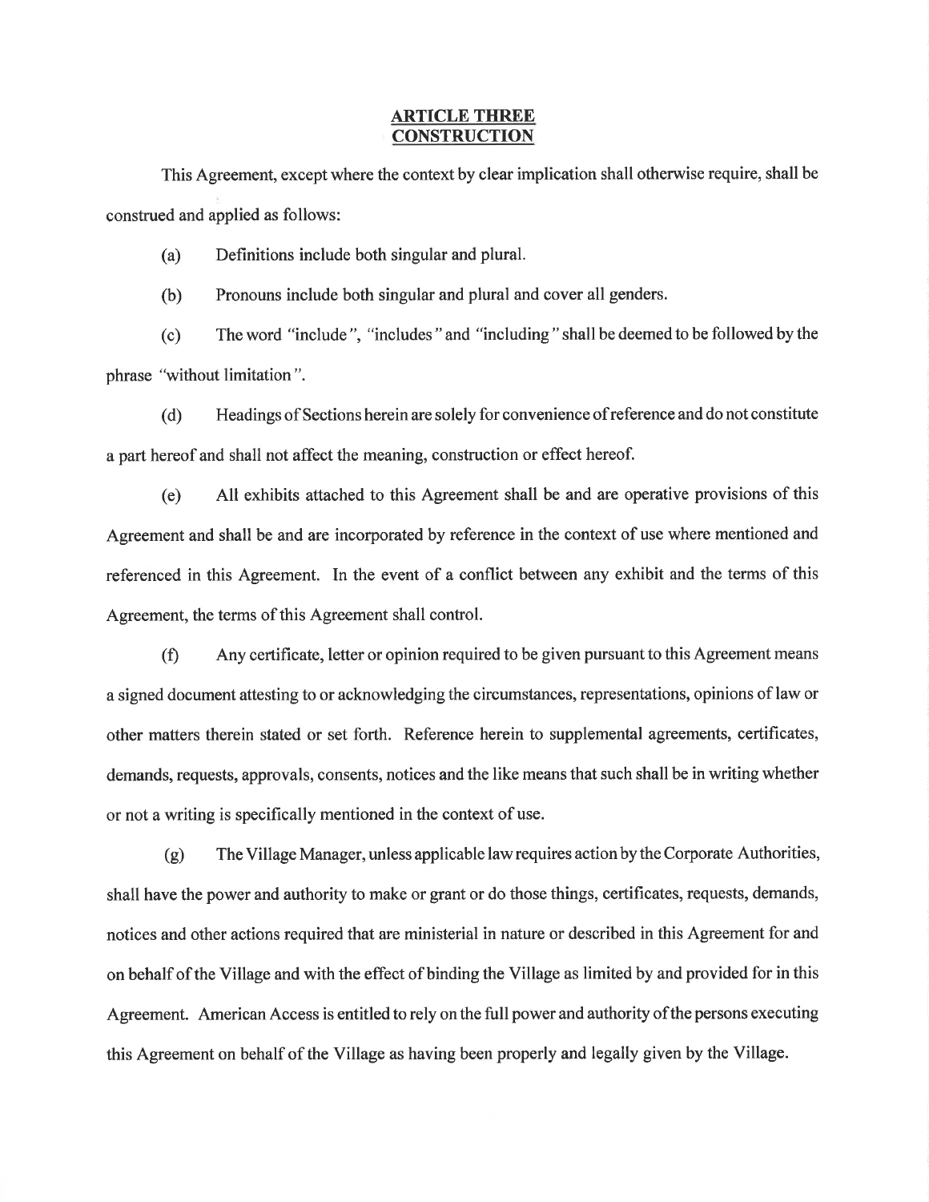## ARTICLE THREE
## CONSTRUCTION

This Agreement, except where the context by clear implication shall otherwise require, shall be construed and applied as follows:

(a) Definitions include both singular and plural.

(b) Pronouns include both singular and plural and cover all genders.

(c) The word "include", "includes" and "including" shall be deemed to be followed by the phrase "without limitation".

(d) Headings of Sections herein are solely for convenience of reference and do not constitute a part hereof and shall not affect the meaning, construction or effect hereof.

(e) All exhibits attached to this Agreement shall be and are operative provisions of this Agreement and shall be and are incorporated by reference in the context of use where mentioned and referenced in this Agreement. In the event of a conflict between any exhibit and the terms of this Agreement, the terms of this Agreement shall control.

(f) Any certificate, letter or opinion required to be given pursuant to this Agreement means a signed document attesting to or acknowledging the circumstances, representations, opinions of law or other matters therein stated or set forth. Reference herein to supplemental agreements, certificates, demands, requests, approvals, consents, notices and the like means that such shall be in writing whether or not a writing is specifically mentioned in the context of use.

(g) The Village Manager, unless applicable law requires action by the Corporate Authorities, shall have the power and authority to make or grant or do those things, certificates, requests, demands, notices and other actions required that are ministerial in nature or described in this Agreement for and on behalf of the Village and with the effect of binding the Village as limited by and provided for in this Agreement. American Access is entitled to rely on the full power and authority of the persons executing this Agreement on behalf of the Village as having been properly and legally given by the Village.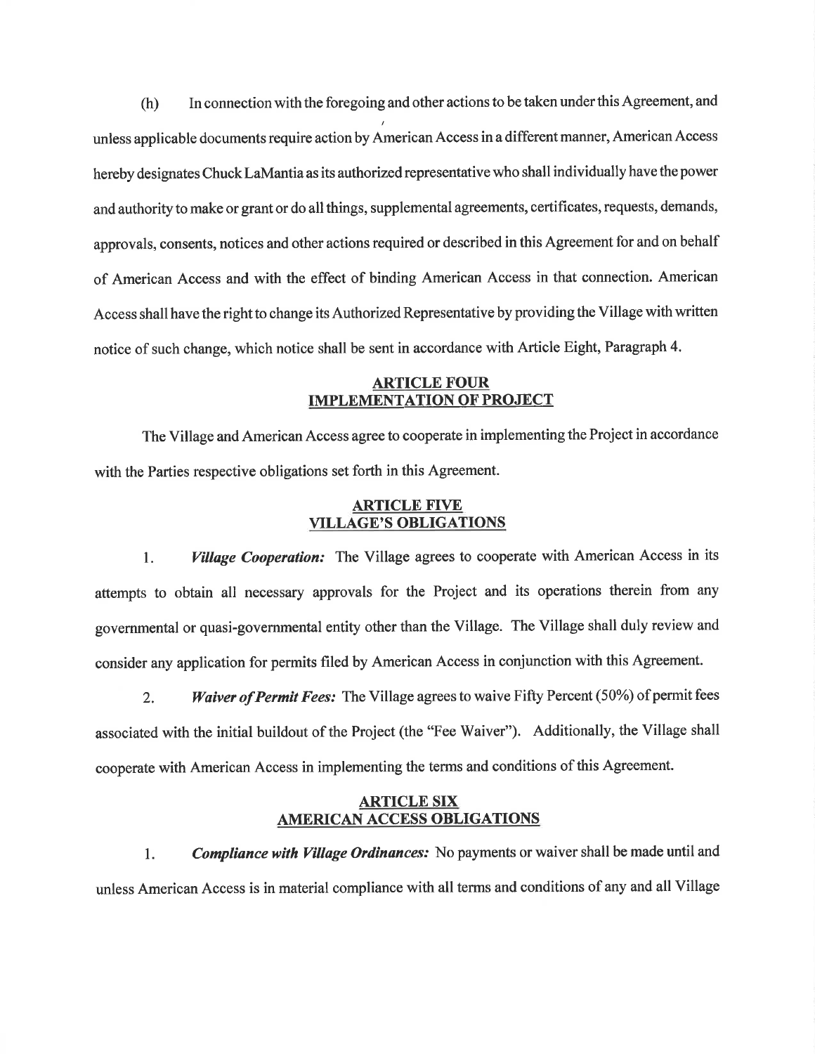(h) In connection with the foregoing and other actions to be taken under this Agreement, and unless applicable documents require action by American Access in a different manner, American Access hereby designates Chuck LaMantia as its authorized representative who shall individually have the power and authority to make or grant or do all things, supplemental agreements, certificates, requests, demands, approvals, consents, notices and other actions required or described in this Agreement for and on behalf of American Access and with the effect of binding American Access in that connection. American Access shall have the right to change its Authorized Representative by providing the Village with written notice of such change, which notice shall be sent in accordance with Article Eight, Paragraph 4.

## ARTICLE FOUR
## IMPLEMENTATION OF PROJECT

The Village and American Access agree to cooperate in implementing the Project in accordance with the Parties respective obligations set forth in this Agreement.

## ARTICLE FIVE
## VILLAGE'S OBLIGATIONS

1. ***Village Cooperation:*** The Village agrees to cooperate with American Access in its attempts to obtain all necessary approvals for the Project and its operations therein from any governmental or quasi-governmental entity other than the Village. The Village shall duly review and consider any application for permits filed by American Access in conjunction with this Agreement.

2. ***Waiver of Permit Fees:*** The Village agrees to waive Fifty Percent (50%) of permit fees associated with the initial buildout of the Project (the "Fee Waiver"). Additionally, the Village shall cooperate with American Access in implementing the terms and conditions of this Agreement.

## ARTICLE SIX
## AMERICAN ACCESS OBLIGATIONS

1. ***Compliance with Village Ordinances:*** No payments or waiver shall be made until and unless American Access is in material compliance with all terms and conditions of any and all Village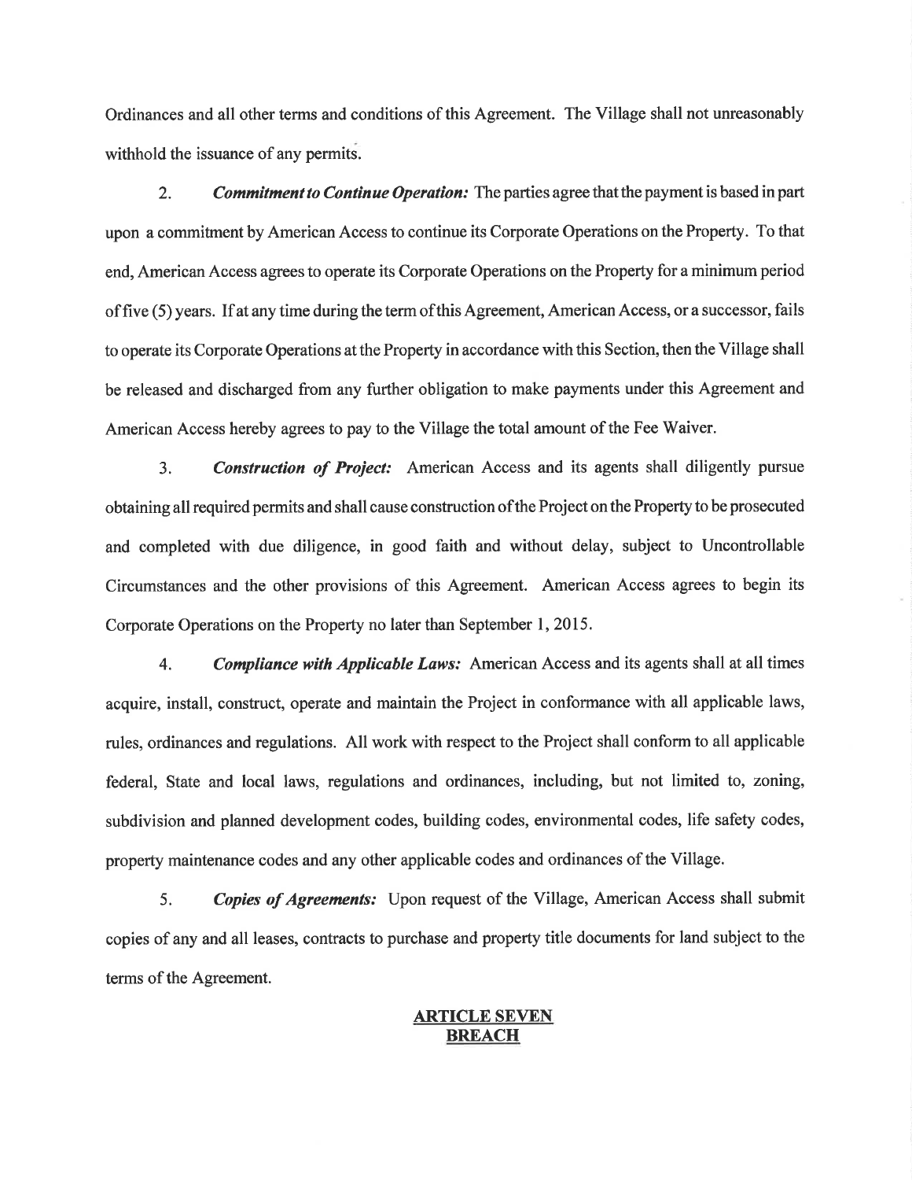Ordinances and all other terms and conditions of this Agreement. The Village shall not unreasonably withhold the issuance of any permits.

2. ***Commitment to Continue Operation:*** The parties agree that the payment is based in part upon a commitment by American Access to continue its Corporate Operations on the Property. To that end, American Access agrees to operate its Corporate Operations on the Property for a minimum period of five (5) years. If at any time during the term of this Agreement, American Access, or a successor, fails to operate its Corporate Operations at the Property in accordance with this Section, then the Village shall be released and discharged from any further obligation to make payments under this Agreement and American Access hereby agrees to pay to the Village the total amount of the Fee Waiver.

3. ***Construction of Project:*** American Access and its agents shall diligently pursue obtaining all required permits and shall cause construction of the Project on the Property to be prosecuted and completed with due diligence, in good faith and without delay, subject to Uncontrollable Circumstances and the other provisions of this Agreement. American Access agrees to begin its Corporate Operations on the Property no later than September 1, 2015.

4. ***Compliance with Applicable Laws:*** American Access and its agents shall at all times acquire, install, construct, operate and maintain the Project in conformance with all applicable laws, rules, ordinances and regulations. All work with respect to the Project shall conform to all applicable federal, State and local laws, regulations and ordinances, including, but not limited to, zoning, subdivision and planned development codes, building codes, environmental codes, life safety codes, property maintenance codes and any other applicable codes and ordinances of the Village.

5. ***Copies of Agreements:*** Upon request of the Village, American Access shall submit copies of any and all leases, contracts to purchase and property title documents for land subject to the terms of the Agreement.

## ARTICLE SEVEN
## BREACH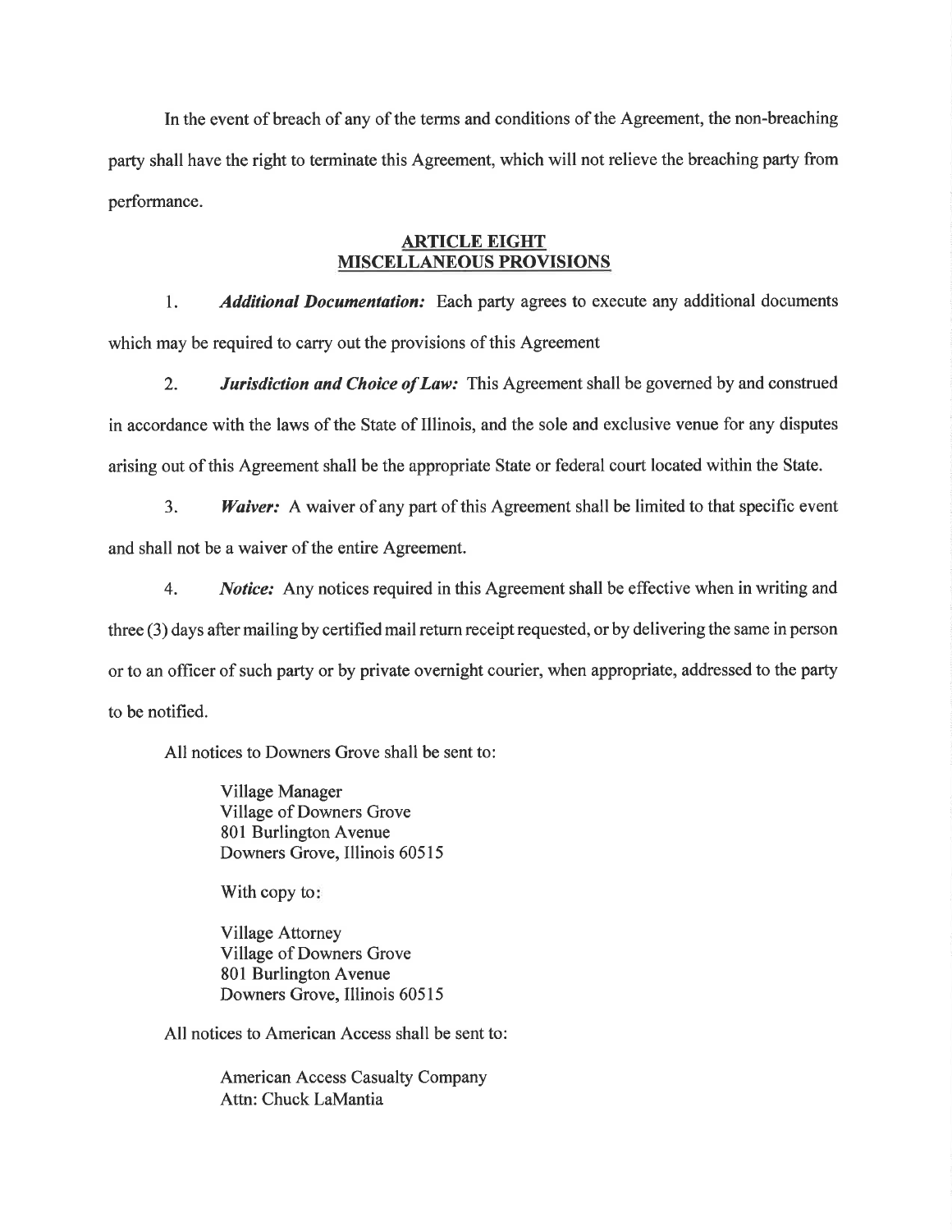In the event of breach of any of the terms and conditions of the Agreement, the non-breaching party shall have the right to terminate this Agreement, which will not relieve the breaching party from performance.

## ARTICLE EIGHT
## MISCELLANEOUS PROVISIONS

1. ***Additional Documentation:*** Each party agrees to execute any additional documents which may be required to carry out the provisions of this Agreement

2. ***Jurisdiction and Choice of Law:*** This Agreement shall be governed by and construed in accordance with the laws of the State of Illinois, and the sole and exclusive venue for any disputes arising out of this Agreement shall be the appropriate State or federal court located within the State.

3. ***Waiver:*** A waiver of any part of this Agreement shall be limited to that specific event and shall not be a waiver of the entire Agreement.

4. ***Notice:*** Any notices required in this Agreement shall be effective when in writing and three (3) days after mailing by certified mail return receipt requested, or by delivering the same in person or to an officer of such party or by private overnight courier, when appropriate, addressed to the party to be notified.

All notices to Downers Grove shall be sent to:

Village Manager
Village of Downers Grove
801 Burlington Avenue
Downers Grove, Illinois 60515

With copy to:

Village Attorney
Village of Downers Grove
801 Burlington Avenue
Downers Grove, Illinois 60515

All notices to American Access shall be sent to:

American Access Casualty Company
Attn: Chuck LaMantia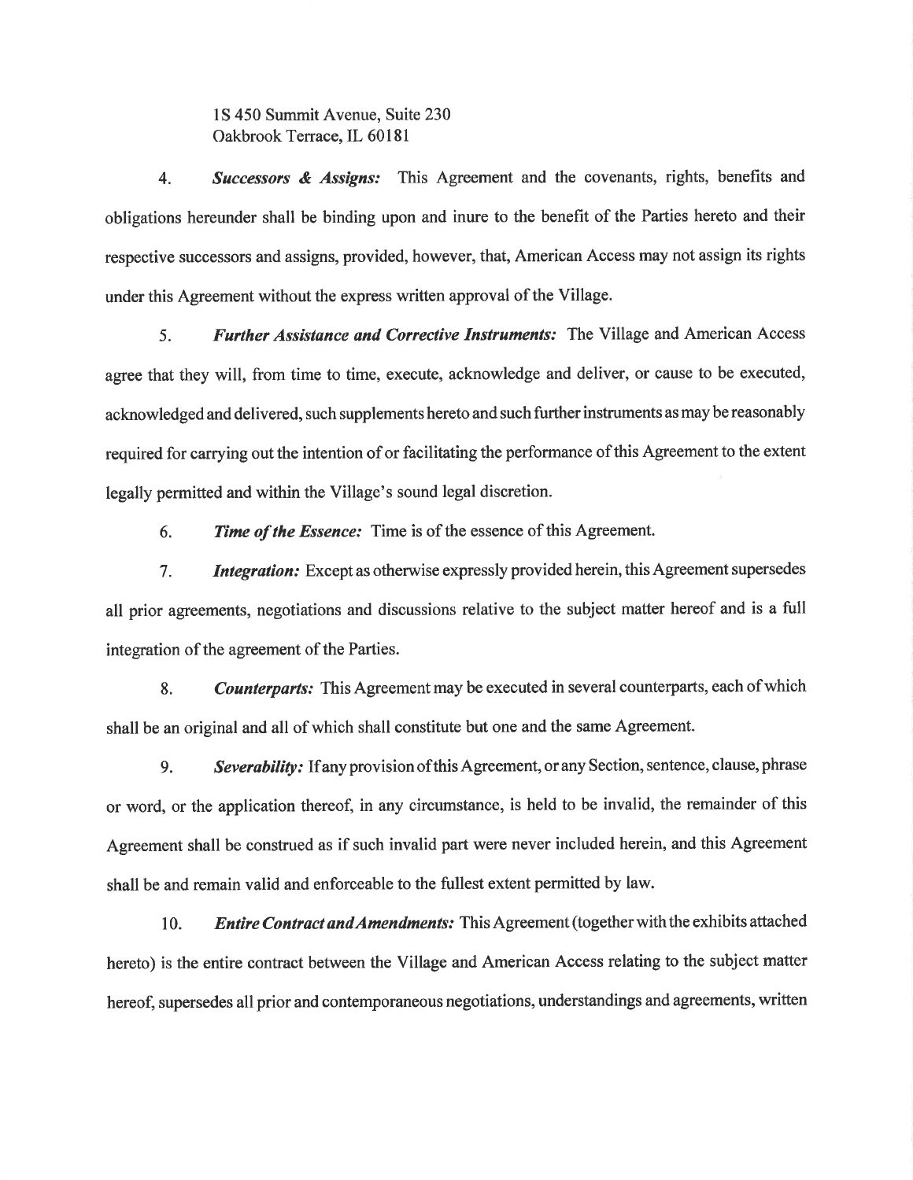1S 450 Summit Avenue, Suite 230
Oakbrook Terrace, IL 60181

4. ***Successors & Assigns:*** This Agreement and the covenants, rights, benefits and obligations hereunder shall be binding upon and inure to the benefit of the Parties hereto and their respective successors and assigns, provided, however, that, American Access may not assign its rights under this Agreement without the express written approval of the Village.

5. ***Further Assistance and Corrective Instruments:*** The Village and American Access agree that they will, from time to time, execute, acknowledge and deliver, or cause to be executed, acknowledged and delivered, such supplements hereto and such further instruments as may be reasonably required for carrying out the intention of or facilitating the performance of this Agreement to the extent legally permitted and within the Village's sound legal discretion.

6. ***Time of the Essence:*** Time is of the essence of this Agreement.

7. ***Integration:*** Except as otherwise expressly provided herein, this Agreement supersedes all prior agreements, negotiations and discussions relative to the subject matter hereof and is a full integration of the agreement of the Parties.

8. ***Counterparts:*** This Agreement may be executed in several counterparts, each of which shall be an original and all of which shall constitute but one and the same Agreement.

9. ***Severability:*** If any provision of this Agreement, or any Section, sentence, clause, phrase or word, or the application thereof, in any circumstance, is held to be invalid, the remainder of this Agreement shall be construed as if such invalid part were never included herein, and this Agreement shall be and remain valid and enforceable to the fullest extent permitted by law.

10. ***Entire Contract and Amendments:*** This Agreement (together with the exhibits attached hereto) is the entire contract between the Village and American Access relating to the subject matter hereof, supersedes all prior and contemporaneous negotiations, understandings and agreements, written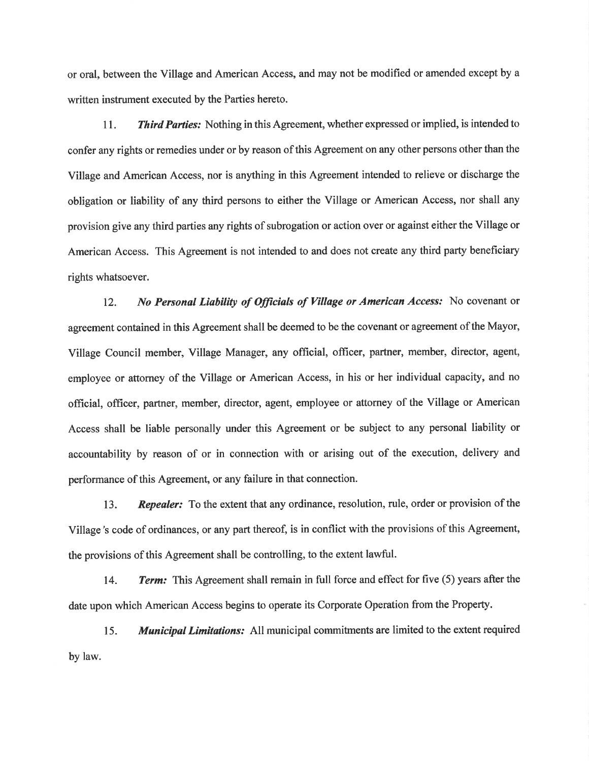or oral, between the Village and American Access, and may not be modified or amended except by a written instrument executed by the Parties hereto.

11. ***Third Parties:*** Nothing in this Agreement, whether expressed or implied, is intended to confer any rights or remedies under or by reason of this Agreement on any other persons other than the Village and American Access, nor is anything in this Agreement intended to relieve or discharge the obligation or liability of any third persons to either the Village or American Access, nor shall any provision give any third parties any rights of subrogation or action over or against either the Village or American Access. This Agreement is not intended to and does not create any third party beneficiary rights whatsoever.

12. ***No Personal Liability of Officials of Village or American Access:*** No covenant or agreement contained in this Agreement shall be deemed to be the covenant or agreement of the Mayor, Village Council member, Village Manager, any official, officer, partner, member, director, agent, employee or attorney of the Village or American Access, in his or her individual capacity, and no official, officer, partner, member, director, agent, employee or attorney of the Village or American Access shall be liable personally under this Agreement or be subject to any personal liability or accountability by reason of or in connection with or arising out of the execution, delivery and performance of this Agreement, or any failure in that connection.

13. ***Repealer:*** To the extent that any ordinance, resolution, rule, order or provision of the Village's code of ordinances, or any part thereof, is in conflict with the provisions of this Agreement, the provisions of this Agreement shall be controlling, to the extent lawful.

14. ***Term:*** This Agreement shall remain in full force and effect for five (5) years after the date upon which American Access begins to operate its Corporate Operation from the Property.

15. ***Municipal Limitations:*** All municipal commitments are limited to the extent required by law.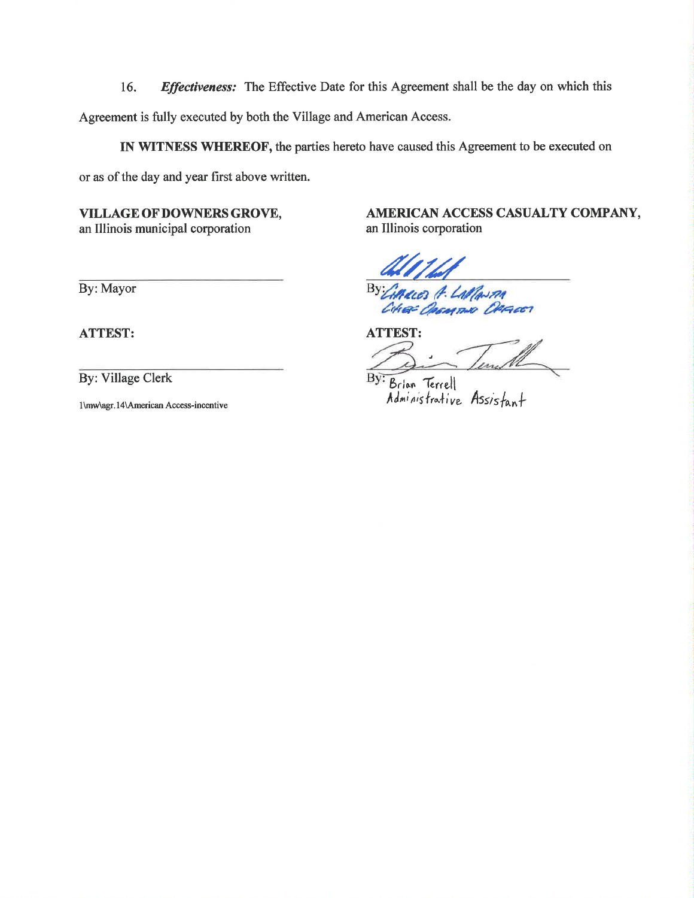16. ***Effectiveness:*** The Effective Date for this Agreement shall be the day on which this Agreement is fully executed by both the Village and American Access.

**IN WITNESS WHEREOF,** the parties hereto have caused this Agreement to be executed on or as of the day and year first above written.

**VILLAGE OF DOWNERS GROVE,**
an Illinois municipal corporation

By: Mayor

**ATTEST:**

By: Village Clerk

**AMERICAN ACCESS CASUALTY COMPANY,**
an Illinois corporation

By: Charles A. LaMantia
Chief Operating Officer

**ATTEST:**

By: Brian Terrell
Administrative Assistant

1\mw\agr.14\American Access-incentive